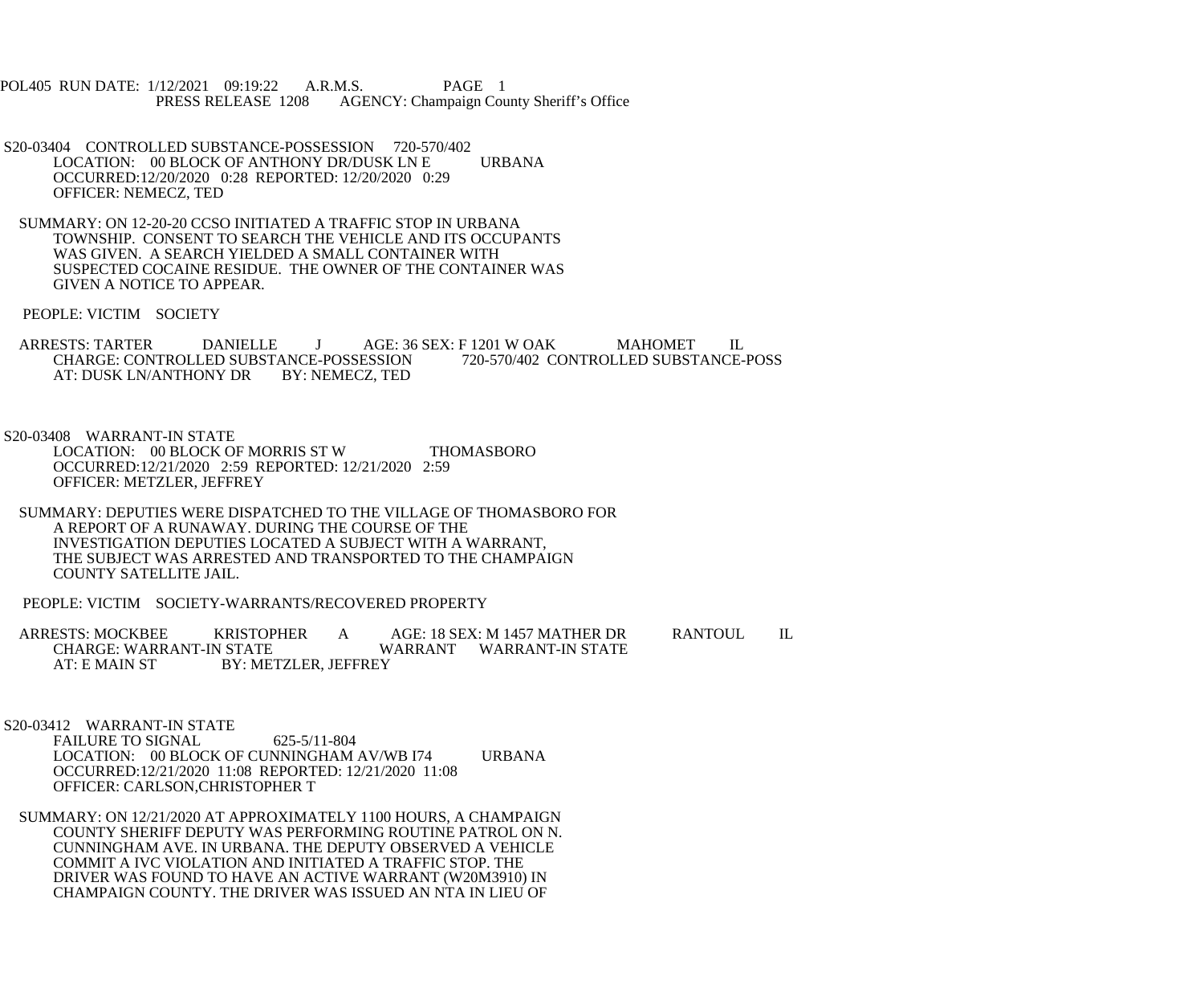POL405 RUN DATE: 1/12/2021 09:19:22 A.R.M.S. PAGE 1
PRESS RELEASE 1208 AGENCY: Champaign County Sheriff's Office

S20-03404 CONTROLLED SUBSTANCE-POSSESSION 720-570/402
LOCATION: 00 BLOCK OF ANTHONY DR/DUSK LN E URBANA
OCCURRED:12/20/2020 0:28 REPORTED: 12/20/2020 0:29
OFFICER: NEMECZ, TED

SUMMARY: ON 12-20-20 CCSO INITIATED A TRAFFIC STOP IN URBANA TOWNSHIP. CONSENT TO SEARCH THE VEHICLE AND ITS OCCUPANTS WAS GIVEN. A SEARCH YIELDED A SMALL CONTAINER WITH SUSPECTED COCAINE RESIDUE. THE OWNER OF THE CONTAINER WAS GIVEN A NOTICE TO APPEAR.

PEOPLE: VICTIM SOCIETY

ARRESTS: TARTER DANIELLE J AGE: 36 SEX: F 1201 W OAK MAHOMET IL
CHARGE: CONTROLLED SUBSTANCE-POSSESSION 720-570/402 CONTROLLED SUBSTANCE-POSS
AT: DUSK LN/ANTHONY DR BY: NEMECZ, TED

S20-03408 WARRANT-IN STATE
LOCATION: 00 BLOCK OF MORRIS ST W THOMASBORO
OCCURRED:12/21/2020 2:59 REPORTED: 12/21/2020 2:59
OFFICER: METZLER, JEFFREY

SUMMARY: DEPUTIES WERE DISPATCHED TO THE VILLAGE OF THOMASBORO FOR A REPORT OF A RUNAWAY. DURING THE COURSE OF THE INVESTIGATION DEPUTIES LOCATED A SUBJECT WITH A WARRANT, THE SUBJECT WAS ARRESTED AND TRANSPORTED TO THE CHAMPAIGN COUNTY SATELLITE JAIL.

PEOPLE: VICTIM SOCIETY-WARRANTS/RECOVERED PROPERTY

ARRESTS: MOCKBEE KRISTOPHER A AGE: 18 SEX: M 1457 MATHER DR RANTOUL IL
CHARGE: WARRANT-IN STATE WARRANT WARRANT-IN STATE
AT: E MAIN ST BY: METZLER, JEFFREY

S20-03412 WARRANT-IN STATE
FAILURE TO SIGNAL 625-5/11-804
LOCATION: 00 BLOCK OF CUNNINGHAM AV/WB I74 URBANA
OCCURRED:12/21/2020 11:08 REPORTED: 12/21/2020 11:08
OFFICER: CARLSON,CHRISTOPHER T

SUMMARY: ON 12/21/2020 AT APPROXIMATELY 1100 HOURS, A CHAMPAIGN COUNTY SHERIFF DEPUTY WAS PERFORMING ROUTINE PATROL ON N. CUNNINGHAM AVE. IN URBANA. THE DEPUTY OBSERVED A VEHICLE COMMIT A IVC VIOLATION AND INITIATED A TRAFFIC STOP. THE DRIVER WAS FOUND TO HAVE AN ACTIVE WARRANT (W20M3910) IN CHAMPAIGN COUNTY. THE DRIVER WAS ISSUED AN NTA IN LIEU OF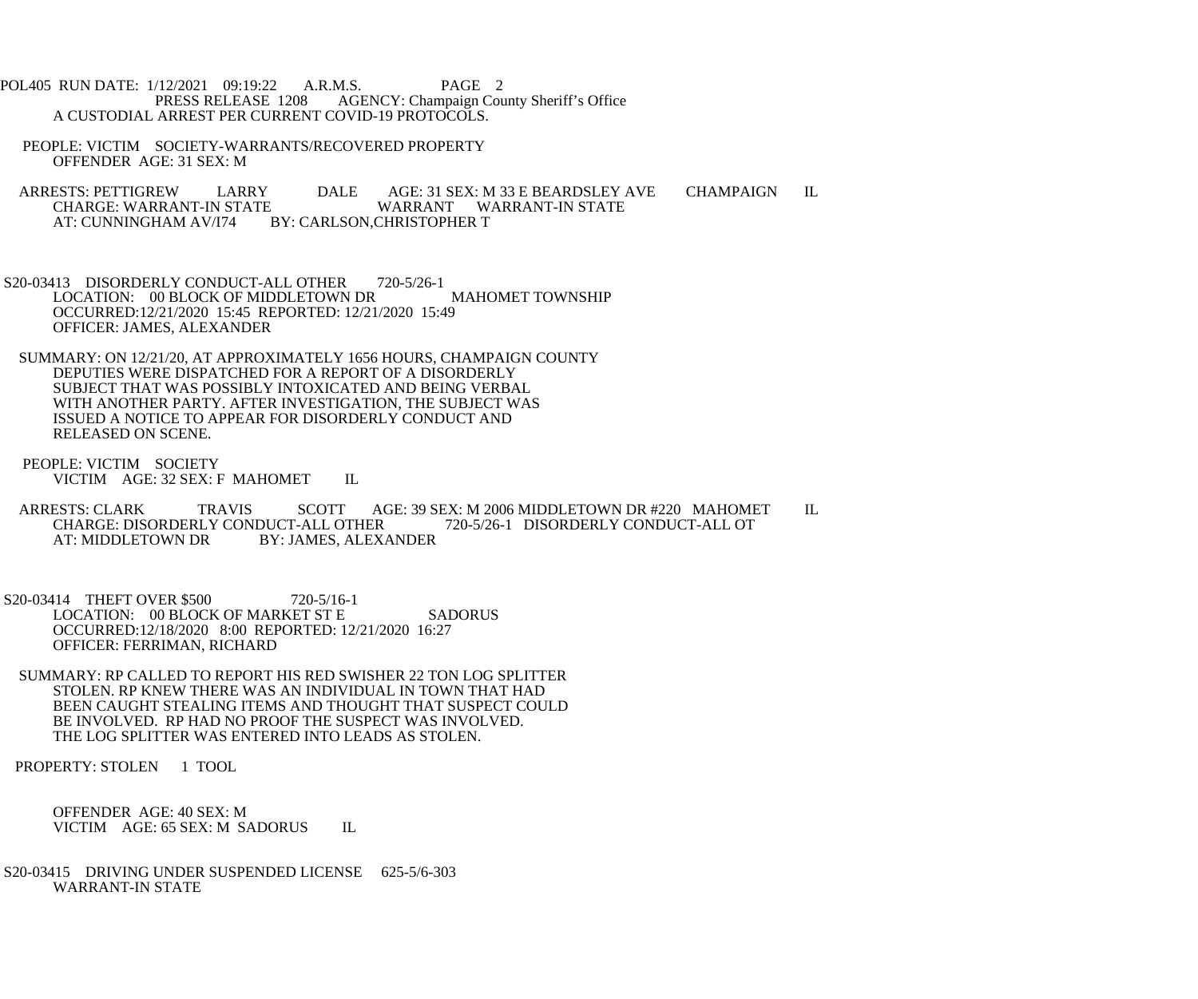A CUSTODIAL ARREST PER CURRENT COVID-19 PROTOCOLS.

PEOPLE: VICTIM SOCIETY-WARRANTS/RECOVERED PROPERTY
OFFENDER AGE: 31 SEX: M

ARRESTS: PETTIGREW LARRY DALE AGE: 31 SEX: M 33 E BEARDSLEY AVE CHAMPAIGN IL
CHARGE: WARRANT-IN STATE WARRANT WARRANT-IN STATE
AT: CUNNINGHAM AV/I74 BY: CARLSON,CHRISTOPHER T

S20-03413 DISORDERLY CONDUCT-ALL OTHER 720-5/26-1
LOCATION: 00 BLOCK OF MIDDLETOWN DR MAHOMET TOWNSHIP
OCCURRED:12/21/2020 15:45 REPORTED: 12/21/2020 15:49
OFFICER: JAMES, ALEXANDER

SUMMARY: ON 12/21/20, AT APPROXIMATELY 1656 HOURS, CHAMPAIGN COUNTY DEPUTIES WERE DISPATCHED FOR A REPORT OF A DISORDERLY SUBJECT THAT WAS POSSIBLY INTOXICATED AND BEING VERBAL WITH ANOTHER PARTY. AFTER INVESTIGATION, THE SUBJECT WAS ISSUED A NOTICE TO APPEAR FOR DISORDERLY CONDUCT AND RELEASED ON SCENE.

PEOPLE: VICTIM SOCIETY
VICTIM AGE: 32 SEX: F MAHOMET IL

ARRESTS: CLARK TRAVIS SCOTT AGE: 39 SEX: M 2006 MIDDLETOWN DR #220 MAHOMET IL
CHARGE: DISORDERLY CONDUCT-ALL OTHER 720-5/26-1 DISORDERLY CONDUCT-ALL OT
AT: MIDDLETOWN DR BY: JAMES, ALEXANDER

S20-03414 THEFT OVER $500 720-5/16-1
LOCATION: 00 BLOCK OF MARKET ST E SADORUS
OCCURRED:12/18/2020 8:00 REPORTED: 12/21/2020 16:27
OFFICER: FERRIMAN, RICHARD

SUMMARY: RP CALLED TO REPORT HIS RED SWISHER 22 TON LOG SPLITTER STOLEN. RP KNEW THERE WAS AN INDIVIDUAL IN TOWN THAT HAD BEEN CAUGHT STEALING ITEMS AND THOUGHT THAT SUSPECT COULD BE INVOLVED. RP HAD NO PROOF THE SUSPECT WAS INVOLVED. THE LOG SPLITTER WAS ENTERED INTO LEADS AS STOLEN.

PROPERTY: STOLEN 1 TOOL

OFFENDER AGE: 40 SEX: M
VICTIM AGE: 65 SEX: M SADORUS IL

S20-03415 DRIVING UNDER SUSPENDED LICENSE 625-5/6-303
WARRANT-IN STATE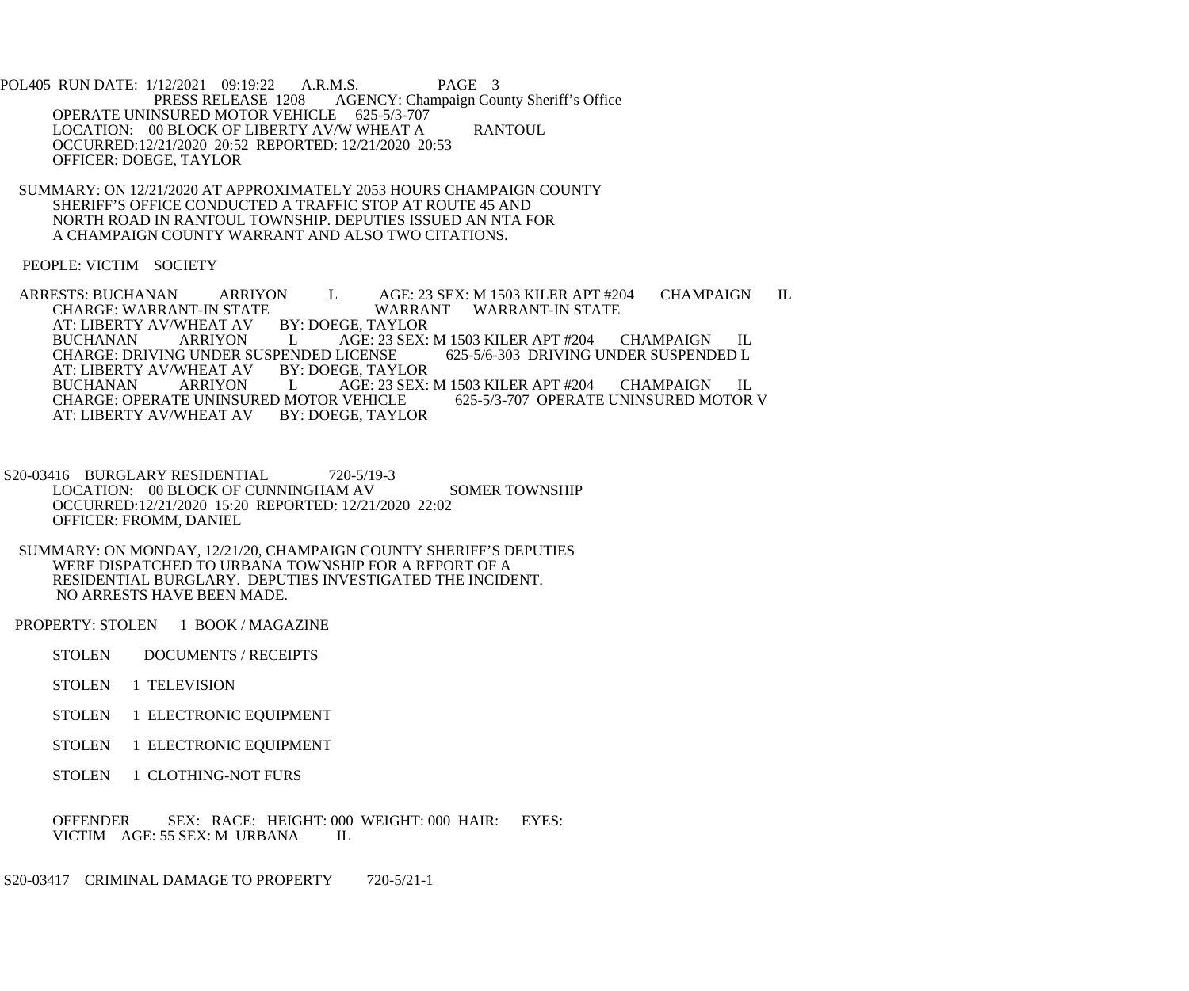PRESS RELEASE 1208 AGENCY: Champaign County Sheriff's Office

OPERATE UNINSURED MOTOR VEHICLE 625-5/3-707
LOCATION: 00 BLOCK OF LIBERTY AV/W WHEAT A RANTOUL
OCCURRED:12/21/2020 20:52 REPORTED: 12/21/2020 20:53
OFFICER: DOEGE, TAYLOR

SUMMARY: ON 12/21/2020 AT APPROXIMATELY 2053 HOURS CHAMPAIGN COUNTY SHERIFF'S OFFICE CONDUCTED A TRAFFIC STOP AT ROUTE 45 AND NORTH ROAD IN RANTOUL TOWNSHIP. DEPUTIES ISSUED AN NTA FOR A CHAMPAIGN COUNTY WARRANT AND ALSO TWO CITATIONS.

PEOPLE: VICTIM SOCIETY

ARRESTS: BUCHANAN ARRIYON L AGE: 23 SEX: M 1503 KILER APT #204 CHAMPAIGN IL
CHARGE: WARRANT-IN STATE WARRANT WARRANT-IN STATE
AT: LIBERTY AV/WHEAT AV BY: DOEGE, TAYLOR
BUCHANAN ARRIYON L AGE: 23 SEX: M 1503 KILER APT #204 CHAMPAIGN IL
CHARGE: DRIVING UNDER SUSPENDED LICENSE 625-5/6-303 DRIVING UNDER SUSPENDED L
AT: LIBERTY AV/WHEAT AV BY: DOEGE, TAYLOR
BUCHANAN ARRIYON L AGE: 23 SEX: M 1503 KILER APT #204 CHAMPAIGN IL
CHARGE: OPERATE UNINSURED MOTOR VEHICLE 625-5/3-707 OPERATE UNINSURED MOTOR V
AT: LIBERTY AV/WHEAT AV BY: DOEGE, TAYLOR

S20-03416 BURGLARY RESIDENTIAL 720-5/19-3
LOCATION: 00 BLOCK OF CUNNINGHAM AV SOMER TOWNSHIP
OCCURRED:12/21/2020 15:20 REPORTED: 12/21/2020 22:02
OFFICER: FROMM, DANIEL

SUMMARY: ON MONDAY, 12/21/20, CHAMPAIGN COUNTY SHERIFF'S DEPUTIES WERE DISPATCHED TO URBANA TOWNSHIP FOR A REPORT OF A RESIDENTIAL BURGLARY. DEPUTIES INVESTIGATED THE INCIDENT. NO ARRESTS HAVE BEEN MADE.

PROPERTY: STOLEN 1 BOOK / MAGAZINE

STOLEN DOCUMENTS / RECEIPTS

STOLEN 1 TELEVISION

STOLEN 1 ELECTRONIC EQUIPMENT

STOLEN 1 ELECTRONIC EQUIPMENT

STOLEN 1 CLOTHING-NOT FURS

OFFENDER SEX: RACE: HEIGHT: 000 WEIGHT: 000 HAIR: EYES:
VICTIM AGE: 55 SEX: M URBANA IL

S20-03417 CRIMINAL DAMAGE TO PROPERTY 720-5/21-1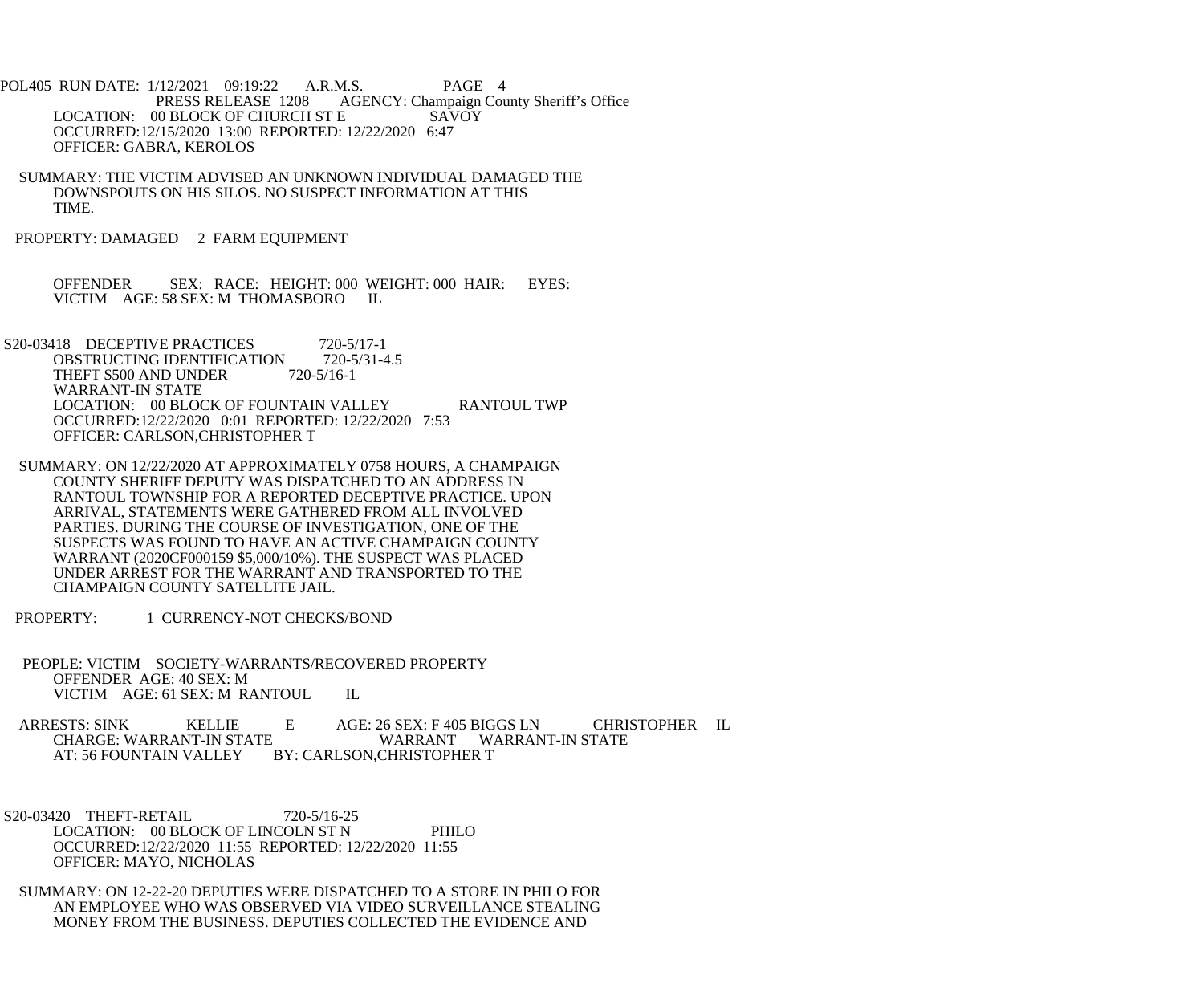POL405 RUN DATE: 1/12/2021 09:19:22 A.R.M.S. PAGE 4
PRESS RELEASE 1208 AGENCY: Champaign County Sheriff's Office

LOCATION: 00 BLOCK OF CHURCH ST E SAVOY
OCCURRED:12/15/2020 13:00 REPORTED: 12/22/2020 6:47
OFFICER: GABRA, KEROLOS

SUMMARY: THE VICTIM ADVISED AN UNKNOWN INDIVIDUAL DAMAGED THE DOWNSPOUTS ON HIS SILOS. NO SUSPECT INFORMATION AT THIS TIME.

PROPERTY: DAMAGED 2 FARM EQUIPMENT

OFFENDER SEX: RACE: HEIGHT: 000 WEIGHT: 000 HAIR: EYES:
VICTIM AGE: 58 SEX: M THOMASBORO IL

S20-03418 DECEPTIVE PRACTICES 720-5/17-1
OBSTRUCTING IDENTIFICATION 720-5/31-4.5
THEFT $500 AND UNDER 720-5/16-1
WARRANT-IN STATE
LOCATION: 00 BLOCK OF FOUNTAIN VALLEY RANTOUL TWP
OCCURRED:12/22/2020 0:01 REPORTED: 12/22/2020 7:53
OFFICER: CARLSON,CHRISTOPHER T

SUMMARY: ON 12/22/2020 AT APPROXIMATELY 0758 HOURS, A CHAMPAIGN COUNTY SHERIFF DEPUTY WAS DISPATCHED TO AN ADDRESS IN RANTOUL TOWNSHIP FOR A REPORTED DECEPTIVE PRACTICE. UPON ARRIVAL, STATEMENTS WERE GATHERED FROM ALL INVOLVED PARTIES. DURING THE COURSE OF INVESTIGATION, ONE OF THE SUSPECTS WAS FOUND TO HAVE AN ACTIVE CHAMPAIGN COUNTY WARRANT (2020CF000159 $5,000/10%). THE SUSPECT WAS PLACED UNDER ARREST FOR THE WARRANT AND TRANSPORTED TO THE CHAMPAIGN COUNTY SATELLITE JAIL.

PROPERTY: 1 CURRENCY-NOT CHECKS/BOND

PEOPLE: VICTIM SOCIETY-WARRANTS/RECOVERED PROPERTY
OFFENDER AGE: 40 SEX: M
VICTIM AGE: 61 SEX: M RANTOUL IL

ARRESTS: SINK KELLIE E AGE: 26 SEX: F 405 BIGGS LN CHRISTOPHER IL
CHARGE: WARRANT-IN STATE WARRANT WARRANT-IN STATE
AT: 56 FOUNTAIN VALLEY BY: CARLSON,CHRISTOPHER T

S20-03420 THEFT-RETAIL 720-5/16-25
LOCATION: 00 BLOCK OF LINCOLN ST N PHILO
OCCURRED:12/22/2020 11:55 REPORTED: 12/22/2020 11:55
OFFICER: MAYO, NICHOLAS

SUMMARY: ON 12-22-20 DEPUTIES WERE DISPATCHED TO A STORE IN PHILO FOR AN EMPLOYEE WHO WAS OBSERVED VIA VIDEO SURVEILLANCE STEALING MONEY FROM THE BUSINESS. DEPUTIES COLLECTED THE EVIDENCE AND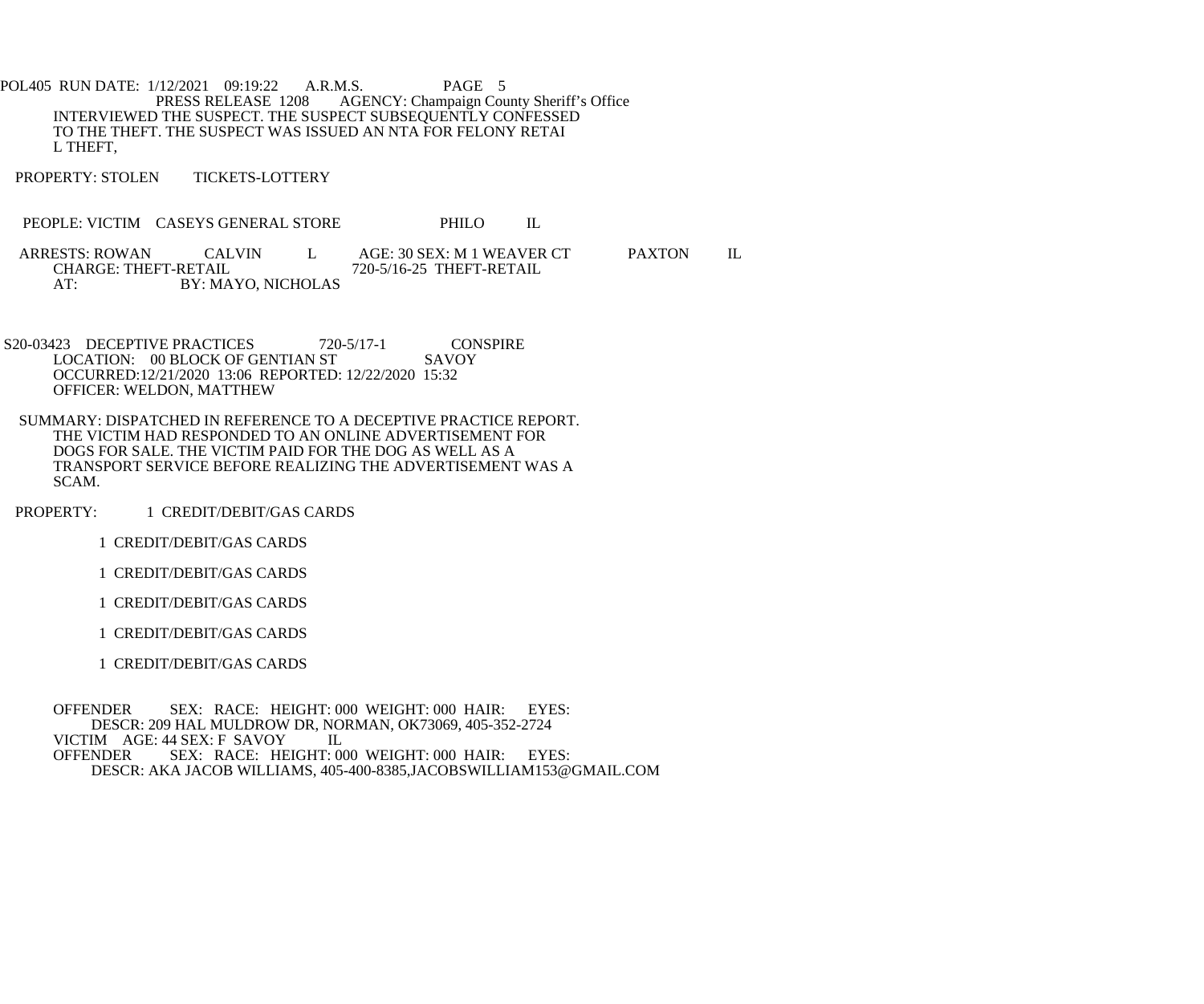INTERVIEWED THE SUSPECT. THE SUSPECT SUBSEQUENTLY CONFESSED TO THE THEFT. THE SUSPECT WAS ISSUED AN NTA FOR FELONY RETAI L THEFT,

PROPERTY: STOLEN TICKETS-LOTTERY

PEOPLE: VICTIM CASEYS GENERAL STORE PHILO IL

ARRESTS: ROWAN CALVIN L AGE: 30 SEX: M 1 WEAVER CT PAXTON IL
CHARGE: THEFT-RETAIL 720-5/16-25 THEFT-RETAIL
AT: BY: MAYO, NICHOLAS

S20-03423 DECEPTIVE PRACTICES 720-5/17-1 CONSPIRE
LOCATION: 00 BLOCK OF GENTIAN ST SAVOY
OCCURRED:12/21/2020 13:06 REPORTED: 12/22/2020 15:32
OFFICER: WELDON, MATTHEW

SUMMARY: DISPATCHED IN REFERENCE TO A DECEPTIVE PRACTICE REPORT. THE VICTIM HAD RESPONDED TO AN ONLINE ADVERTISEMENT FOR DOGS FOR SALE. THE VICTIM PAID FOR THE DOG AS WELL AS A TRANSPORT SERVICE BEFORE REALIZING THE ADVERTISEMENT WAS A SCAM.

PROPERTY: 1 CREDIT/DEBIT/GAS CARDS

1 CREDIT/DEBIT/GAS CARDS

1 CREDIT/DEBIT/GAS CARDS

1 CREDIT/DEBIT/GAS CARDS

1 CREDIT/DEBIT/GAS CARDS

1 CREDIT/DEBIT/GAS CARDS

OFFENDER SEX: RACE: HEIGHT: 000 WEIGHT: 000 HAIR: EYES:
DESCR: 209 HAL MULDROW DR, NORMAN, OK73069, 405-352-2724
VICTIM AGE: 44 SEX: F SAVOY IL
OFFENDER SEX: RACE: HEIGHT: 000 WEIGHT: 000 HAIR: EYES:
DESCR: AKA JACOB WILLIAMS, 405-400-8385,JACOBSWILLIAM153@GMAIL.COM